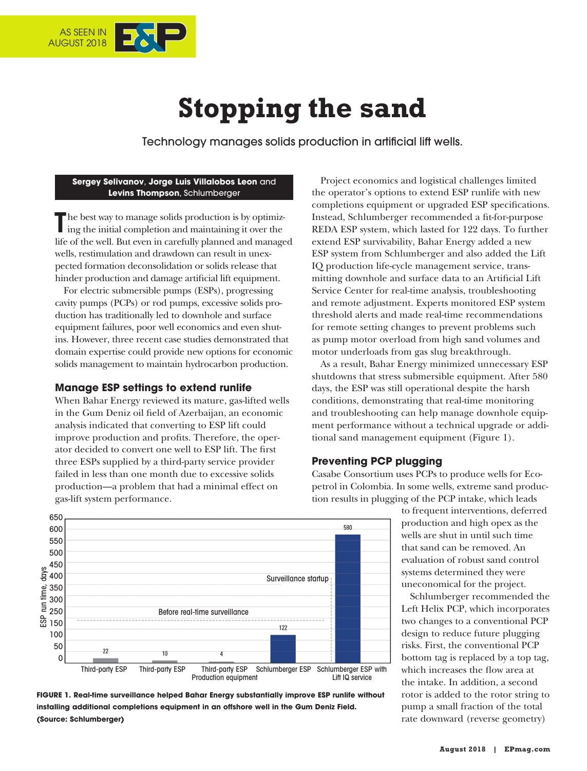AS SEEN IN AUGUST 2018 E&P

# Stopping the sand

Technology manages solids production in artificial lift wells.

**Sergey Selivanov**, **Jorge Luis Villalobos Leon** and **Levins Thompson**, Schlumberger

The best way to manage solids production is by optimizing the initial completion and maintaining it over the life of the well. But even in carefully planned and managed wells, restimulation and drawdown can result in unexpected formation deconsolidation or solids release that hinder production and damage artificial lift equipment.

For electric submersible pumps (ESPs), progressing cavity pumps (PCPs) or rod pumps, excessive solids production has traditionally led to downhole and surface equipment failures, poor well economics and even shut-ins. However, three recent case studies demonstrated that domain expertise could provide new options for economic solids management to maintain hydrocarbon production.

## Manage ESP settings to extend runlife

When Bahar Energy reviewed its mature, gas-lifted wells in the Gum Deniz oil field of Azerbaijan, an economic analysis indicated that converting to ESP lift could improve production and profits. Therefore, the operator decided to convert one well to ESP lift. The first three ESPs supplied by a third-party service provider failed in less than one month due to excessive solids production—a problem that had a minimal effect on gas-lift system performance.

Project economics and logistical challenges limited the operator's options to extend ESP runlife with new completions equipment or upgraded ESP specifications. Instead, Schlumberger recommended a fit-for-purpose REDA ESP system, which lasted for 122 days. To further extend ESP survivability, Bahar Energy added a new ESP system from Schlumberger and also added the Lift IQ production life-cycle management service, transmitting downhole and surface data to an Artificial Lift Service Center for real-time analysis, troubleshooting and remote adjustment. Experts monitored ESP system threshold alerts and made real-time recommendations for remote setting changes to prevent problems such as pump motor overload from high sand volumes and motor underloads from gas slug breakthrough.

As a result, Bahar Energy minimized unnecessary ESP shutdowns that stress submersible equipment. After 580 days, the ESP was still operational despite the harsh conditions, demonstrating that real-time monitoring and troubleshooting can help manage downhole equipment performance without a technical upgrade or additional sand management equipment (Figure 1).

ESP run time, days
650
600
550
500
450
400
350
300
250
150
100
50
0

Before real-time surveillance
Surveillance startup

22
10
4
122
580

Third-party ESP
Third-party ESP
Third-party ESP Production equipment
Schlumberger ESP
Schlumberger ESP with Lift IQ service

**FIGURE 1. Real-time surveillance helped Bahar Energy substantially improve ESP runlife without installing additional completions equipment in an offshore well in the Gum Deniz Field. (Source: Schlumberger)**

## Preventing PCP plugging

Casabe Consortium uses PCPs to produce wells for Ecopetrol in Colombia. In some wells, extreme sand production results in plugging of the PCP intake, which leads to frequent interventions, deferred production and high opex as the wells are shut in until such time that sand can be removed. An evaluation of robust sand control systems determined they were uneconomical for the project.

Schlumberger recommended the Left Helix PCP, which incorporates two changes to a conventional PCP design to reduce future plugging risks. First, the conventional PCP bottom tag is replaced by a top tag, which increases the flow area at the intake. In addition, a second rotor is added to the rotor string to pump a small fraction of the total rate downward (reverse geometry)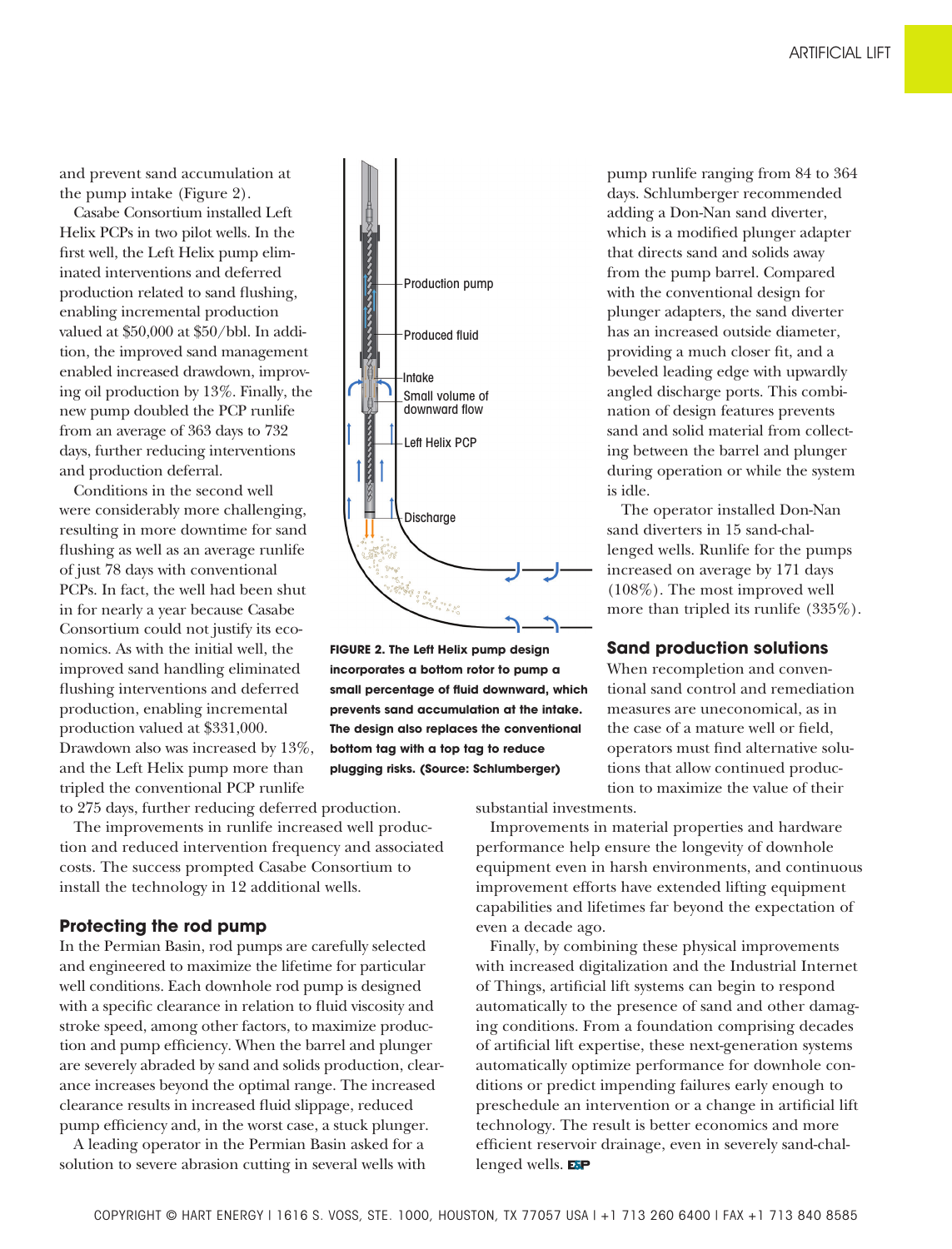and prevent sand accumulation at the pump intake (Figure 2).

Casabe Consortium installed Left Helix PCPs in two pilot wells. In the first well, the Left Helix pump eliminated interventions and deferred production related to sand flushing, enabling incremental production valued at $50,000 at $50/bbl. In addition, the improved sand management enabled increased drawdown, improving oil production by 13%. Finally, the new pump doubled the PCP runlife from an average of 363 days to 732 days, further reducing interventions and production deferral.

Conditions in the second well were considerably more challenging, resulting in more downtime for sand flushing as well as an average runlife of just 78 days with conventional PCPs. In fact, the well had been shut in for nearly a year because Casabe Consortium could not justify its economics. As with the initial well, the improved sand handling eliminated flushing interventions and deferred production, enabling incremental production valued at $331,000. Drawdown also was increased by 13%, and the Left Helix pump more than tripled the conventional PCP runlife to 275 days, further reducing deferred production.

The improvements in runlife increased well production and reduced intervention frequency and associated costs. The success prompted Casabe Consortium to install the technology in 12 additional wells.

Production pump

Produced fluid

Intake

Small volume of downward flow

Left Helix PCP

Discharge

**FIGURE 2. The Left Helix pump design incorporates a bottom rotor to pump a small percentage of fluid downward, which prevents sand accumulation at the intake. The design also replaces the conventional bottom tag with a top tag to reduce plugging risks. (Source: Schlumberger)**

## Protecting the rod pump

In the Permian Basin, rod pumps are carefully selected and engineered to maximize the lifetime for particular well conditions. Each downhole rod pump is designed with a specific clearance in relation to fluid viscosity and stroke speed, among other factors, to maximize production and pump efficiency. When the barrel and plunger are severely abraded by sand and solids production, clearance increases beyond the optimal range. The increased clearance results in increased fluid slippage, reduced pump efficiency and, in the worst case, a stuck plunger.

A leading operator in the Permian Basin asked for a solution to severe abrasion cutting in several wells with pump runlife ranging from 84 to 364 days. Schlumberger recommended adding a Don-Nan sand diverter, which is a modified plunger adapter that directs sand and solids away from the pump barrel. Compared with the conventional design for plunger adapters, the sand diverter has an increased outside diameter, providing a much closer fit, and a beveled leading edge with upwardly angled discharge ports. This combination of design features prevents sand and solid material from collecting between the barrel and plunger during operation or while the system is idle.

The operator installed Don-Nan sand diverters in 15 sand-challenged wells. Runlife for the pumps increased on average by 171 days (108%). The most improved well more than tripled its runlife (335%).

## Sand production solutions

When recompletion and conventional sand control and remediation measures are uneconomical, as in the case of a mature well or field, operators must find alternative solutions that allow continued production to maximize the value of their substantial investments.

Improvements in material properties and hardware performance help ensure the longevity of downhole equipment even in harsh environments, and continuous improvement efforts have extended lifting equipment capabilities and lifetimes far beyond the expectation of even a decade ago.

Finally, by combining these physical improvements with increased digitalization and the Industrial Internet of Things, artificial lift systems can begin to respond automatically to the presence of sand and other damaging conditions. From a foundation comprising decades of artificial lift expertise, these next-generation systems automatically optimize performance for downhole conditions or predict impending failures early enough to preschedule an intervention or a change in artificial lift technology. The result is better economics and more efficient reservoir drainage, even in severely sand-challenged wells.